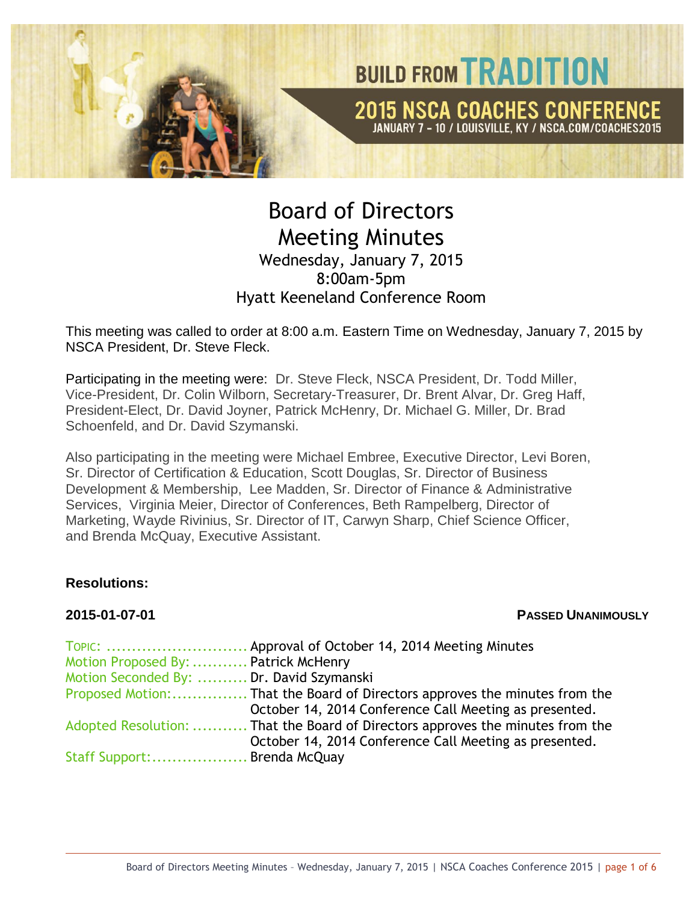# Board of Directors Meeting Minutes

Wednesday, January 7, 2015
8:00am-5pm
Hyatt Keeneland Conference Room

This meeting was called to order at 8:00 a.m. Eastern Time on Wednesday, January 7, 2015 by NSCA President, Dr. Steve Fleck.

Participating in the meeting were: Dr. Steve Fleck, NSCA President, Dr. Todd Miller, Vice-President, Dr. Colin Wilborn, Secretary-Treasurer, Dr. Brent Alvar, Dr. Greg Haff, President-Elect, Dr. David Joyner, Patrick McHenry, Dr. Michael G. Miller, Dr. Brad Schoenfeld, and Dr. David Szymanski.

Also participating in the meeting were Michael Embree, Executive Director, Levi Boren, Sr. Director of Certification & Education, Scott Douglas, Sr. Director of Business Development & Membership, Lee Madden, Sr. Director of Finance & Administrative Services, Virginia Meier, Director of Conferences, Beth Rampelberg, Director of Marketing, Wayde Rivinius, Sr. Director of IT, Carwyn Sharp, Chief Science Officer, and Brenda McQuay, Executive Assistant.

**Resolutions:**

**2015-01-07-01** — **PASSED UNANIMOUSLY**

TOPIC: ............................ Approval of October 14, 2014 Meeting Minutes
Motion Proposed By: ........... Patrick McHenry
Motion Seconded By: .......... Dr. David Szymanski
Proposed Motion:............... That the Board of Directors approves the minutes from the October 14, 2014 Conference Call Meeting as presented.
Adopted Resolution: ........... That the Board of Directors approves the minutes from the October 14, 2014 Conference Call Meeting as presented.
Staff Support:................... Brenda McQuay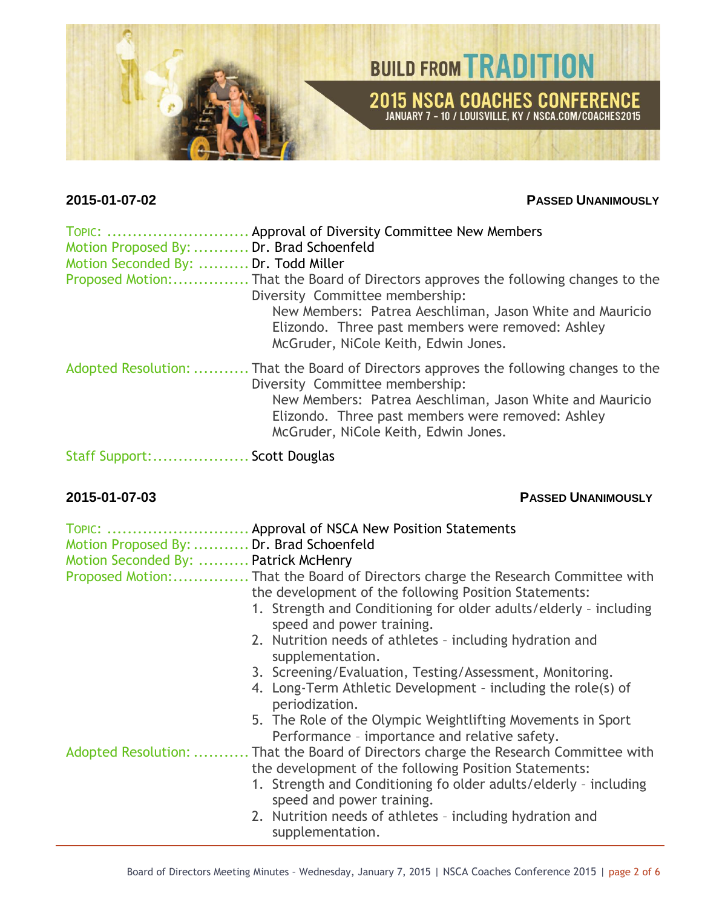**2015-01-07-02** **PASSED UNANIMOUSLY**

TOPIC: ............................ Approval of Diversity Committee New Members
Motion Proposed By: ........... Dr. Brad Schoenfeld
Motion Seconded By: .......... Dr. Todd Miller
Proposed Motion:............... That the Board of Directors approves the following changes to the Diversity Committee membership:
New Members: Patrea Aeschliman, Jason White and Mauricio Elizondo. Three past members were removed: Ashley McGruder, NiCole Keith, Edwin Jones.

Adopted Resolution: ........... That the Board of Directors approves the following changes to the Diversity Committee membership:
New Members: Patrea Aeschliman, Jason White and Mauricio Elizondo. Three past members were removed: Ashley McGruder, NiCole Keith, Edwin Jones.

Staff Support:................... Scott Douglas

**2015-01-07-03** **PASSED UNANIMOUSLY**

TOPIC: ............................ Approval of NSCA New Position Statements
Motion Proposed By: ........... Dr. Brad Schoenfeld
Motion Seconded By: .......... Patrick McHenry
Proposed Motion:............... That the Board of Directors charge the Research Committee with the development of the following Position Statements:

1. Strength and Conditioning for older adults/elderly – including speed and power training.
2. Nutrition needs of athletes – including hydration and supplementation.
3. Screening/Evaluation, Testing/Assessment, Monitoring.
4. Long-Term Athletic Development – including the role(s) of periodization.
5. The Role of the Olympic Weightlifting Movements in Sport Performance – importance and relative safety.

Adopted Resolution: ........... That the Board of Directors charge the Research Committee with the development of the following Position Statements:

1. Strength and Conditioning fo older adults/elderly – including speed and power training.
2. Nutrition needs of athletes – including hydration and supplementation.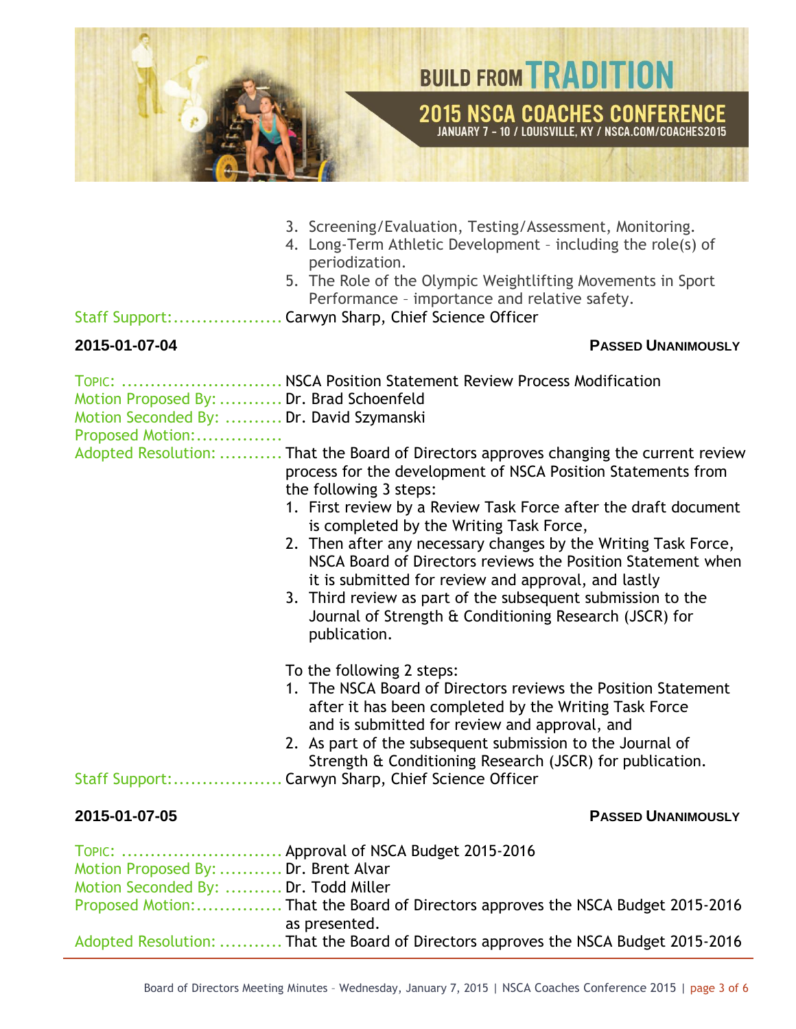3. Screening/Evaluation, Testing/Assessment, Monitoring.
4. Long-Term Athletic Development – including the role(s) of periodization.
5. The Role of the Olympic Weightlifting Movements in Sport Performance – importance and relative safety.

Staff Support:.................. Carwyn Sharp, Chief Science Officer

**2015-01-07-04** **PASSED UNANIMOUSLY**

TOPIC: ........................... NSCA Position Statement Review Process Modification
Motion Proposed By: .......... Dr. Brad Schoenfeld
Motion Seconded By: ......... Dr. David Szymanski
Proposed Motion:...............
Adopted Resolution: .......... That the Board of Directors approves changing the current review process for the development of NSCA Position Statements from the following 3 steps:

1. First review by a Review Task Force after the draft document is completed by the Writing Task Force,
2. Then after any necessary changes by the Writing Task Force, NSCA Board of Directors reviews the Position Statement when it is submitted for review and approval, and lastly
3. Third review as part of the subsequent submission to the Journal of Strength & Conditioning Research (JSCR) for publication.

To the following 2 steps:

1. The NSCA Board of Directors reviews the Position Statement after it has been completed by the Writing Task Force and is submitted for review and approval, and
2. As part of the subsequent submission to the Journal of Strength & Conditioning Research (JSCR) for publication.

Staff Support:.................. Carwyn Sharp, Chief Science Officer

**2015-01-07-05** **PASSED UNANIMOUSLY**

TOPIC: ........................... Approval of NSCA Budget 2015-2016
Motion Proposed By: .......... Dr. Brent Alvar
Motion Seconded By: ......... Dr. Todd Miller
Proposed Motion:............... That the Board of Directors approves the NSCA Budget 2015-2016 as presented.
Adopted Resolution: .......... That the Board of Directors approves the NSCA Budget 2015-2016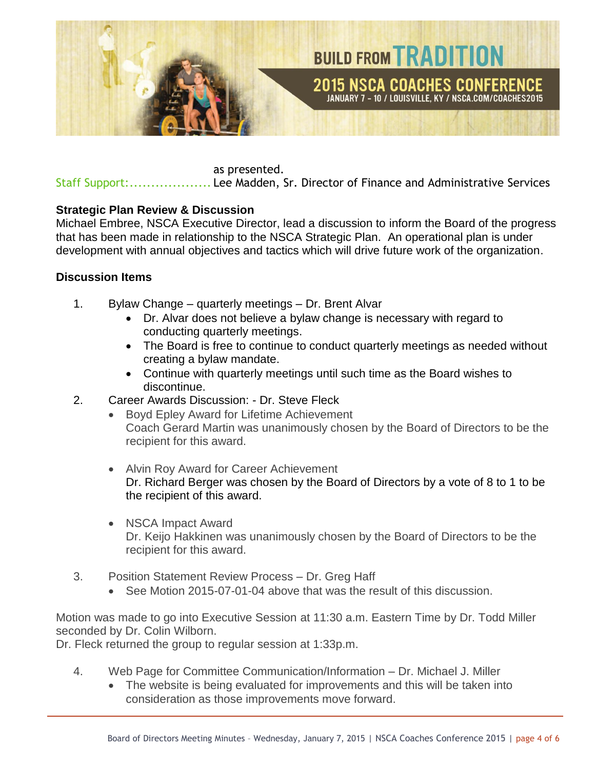as presented.

Staff Support:................... Lee Madden, Sr. Director of Finance and Administrative Services

**Strategic Plan Review & Discussion**

Michael Embree, NSCA Executive Director, lead a discussion to inform the Board of the progress that has been made in relationship to the NSCA Strategic Plan. An operational plan is under development with annual objectives and tactics which will drive future work of the organization.

**Discussion Items**

1. Bylaw Change – quarterly meetings – Dr. Brent Alvar
   - Dr. Alvar does not believe a bylaw change is necessary with regard to conducting quarterly meetings.
   - The Board is free to continue to conduct quarterly meetings as needed without creating a bylaw mandate.
   - Continue with quarterly meetings until such time as the Board wishes to discontinue.
2. Career Awards Discussion: - Dr. Steve Fleck
   - Boyd Epley Award for Lifetime Achievement
     Coach Gerard Martin was unanimously chosen by the Board of Directors to be the recipient for this award.
   - Alvin Roy Award for Career Achievement
     Dr. Richard Berger was chosen by the Board of Directors by a vote of 8 to 1 to be the recipient of this award.
   - NSCA Impact Award
     Dr. Keijo Hakkinen was unanimously chosen by the Board of Directors to be the recipient for this award.
3. Position Statement Review Process – Dr. Greg Haff
   - See Motion 2015-07-01-04 above that was the result of this discussion.

Motion was made to go into Executive Session at 11:30 a.m. Eastern Time by Dr. Todd Miller seconded by Dr. Colin Wilborn.
Dr. Fleck returned the group to regular session at 1:33p.m.

4. Web Page for Committee Communication/Information – Dr. Michael J. Miller
   - The website is being evaluated for improvements and this will be taken into consideration as those improvements move forward.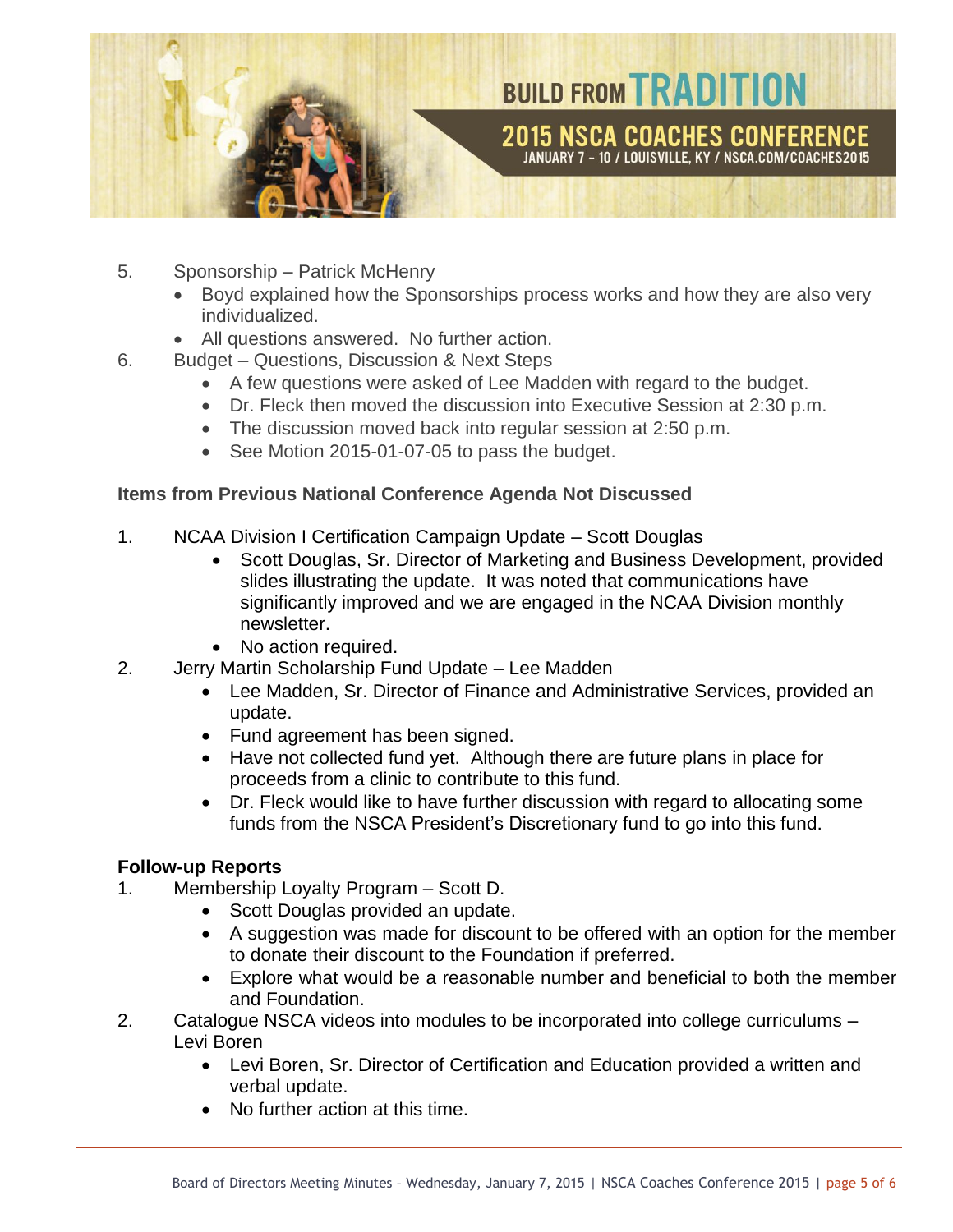5. Sponsorship – Patrick McHenry
   - Boyd explained how the Sponsorships process works and how they are also very individualized.
   - All questions answered. No further action.
6. Budget – Questions, Discussion & Next Steps
   - A few questions were asked of Lee Madden with regard to the budget.
   - Dr. Fleck then moved the discussion into Executive Session at 2:30 p.m.
   - The discussion moved back into regular session at 2:50 p.m.
   - See Motion 2015-01-07-05 to pass the budget.

**Items from Previous National Conference Agenda Not Discussed**

1. NCAA Division I Certification Campaign Update – Scott Douglas
   - Scott Douglas, Sr. Director of Marketing and Business Development, provided slides illustrating the update. It was noted that communications have significantly improved and we are engaged in the NCAA Division monthly newsletter.
   - No action required.
2. Jerry Martin Scholarship Fund Update – Lee Madden
   - Lee Madden, Sr. Director of Finance and Administrative Services, provided an update.
   - Fund agreement has been signed.
   - Have not collected fund yet. Although there are future plans in place for proceeds from a clinic to contribute to this fund.
   - Dr. Fleck would like to have further discussion with regard to allocating some funds from the NSCA President's Discretionary fund to go into this fund.

**Follow-up Reports**

1. Membership Loyalty Program – Scott D.
   - Scott Douglas provided an update.
   - A suggestion was made for discount to be offered with an option for the member to donate their discount to the Foundation if preferred.
   - Explore what would be a reasonable number and beneficial to both the member and Foundation.
2. Catalogue NSCA videos into modules to be incorporated into college curriculums – Levi Boren
   - Levi Boren, Sr. Director of Certification and Education provided a written and verbal update.
   - No further action at this time.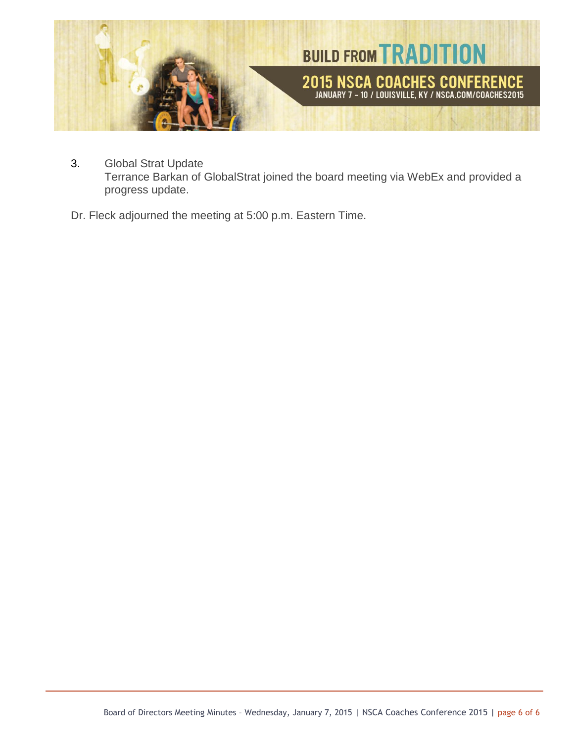3. Global Strat Update

   Terrance Barkan of GlobalStrat joined the board meeting via WebEx and provided a progress update.

Dr. Fleck adjourned the meeting at 5:00 p.m. Eastern Time.